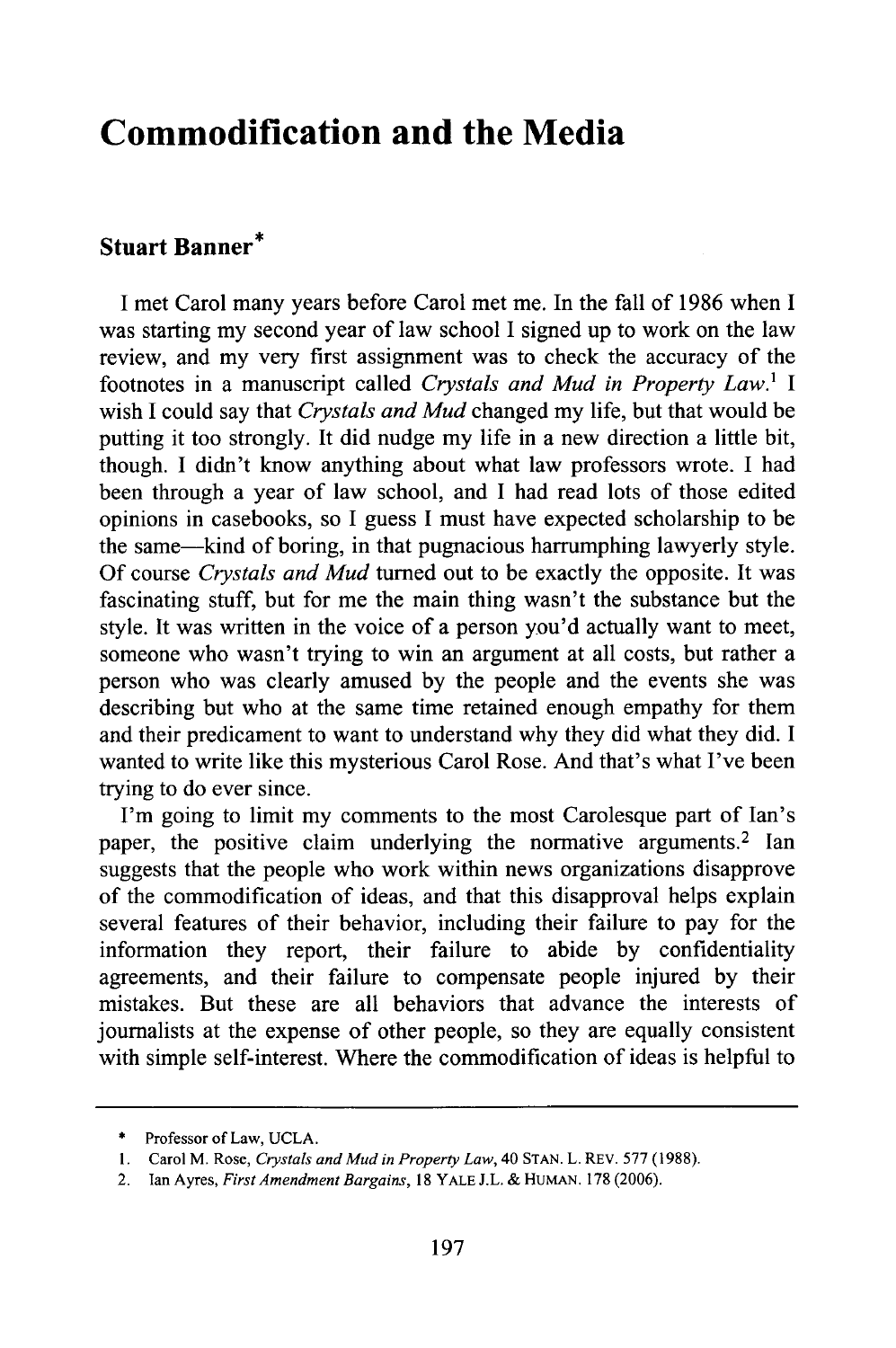# Commodification and the Media

## Stuart Banner*

I met Carol many years before Carol met me. In the fall of 1986 when I was starting my second year of law school I signed up to work on the law review, and my very first assignment was to check the accuracy of the footnotes in a manuscript called *Crystals and Mud in Property Law*.[1] I wish I could say that *Crystals and Mud* changed my life, but that would be putting it too strongly. It did nudge my life in a new direction a little bit, though. I didn't know anything about what law professors wrote. I had been through a year of law school, and I had read lots of those edited opinions in casebooks, so I guess I must have expected scholarship to be the same—kind of boring, in that pugnacious harrumphing lawyerly style. Of course *Crystals and Mud* turned out to be exactly the opposite. It was fascinating stuff, but for me the main thing wasn't the substance but the style. It was written in the voice of a person you'd actually want to meet, someone who wasn't trying to win an argument at all costs, but rather a person who was clearly amused by the people and the events she was describing but who at the same time retained enough empathy for them and their predicament to want to understand why they did what they did. I wanted to write like this mysterious Carol Rose. And that's what I've been trying to do ever since.

I'm going to limit my comments to the most Carolesque part of Ian's paper, the positive claim underlying the normative arguments.[2] Ian suggests that the people who work within news organizations disapprove of the commodification of ideas, and that this disapproval helps explain several features of their behavior, including their failure to pay for the information they report, their failure to abide by confidentiality agreements, and their failure to compensate people injured by their mistakes. But these are all behaviors that advance the interests of journalists at the expense of other people, so they are equally consistent with simple self-interest. Where the commodification of ideas is helpful to

---

\* Professor of Law, UCLA.

1. Carol M. Rose, *Crystals and Mud in Property Law*, 40 STAN. L. REV. 577 (1988).
2. Ian Ayres, *First Amendment Bargains*, 18 YALE J.L. & HUMAN. 178 (2006).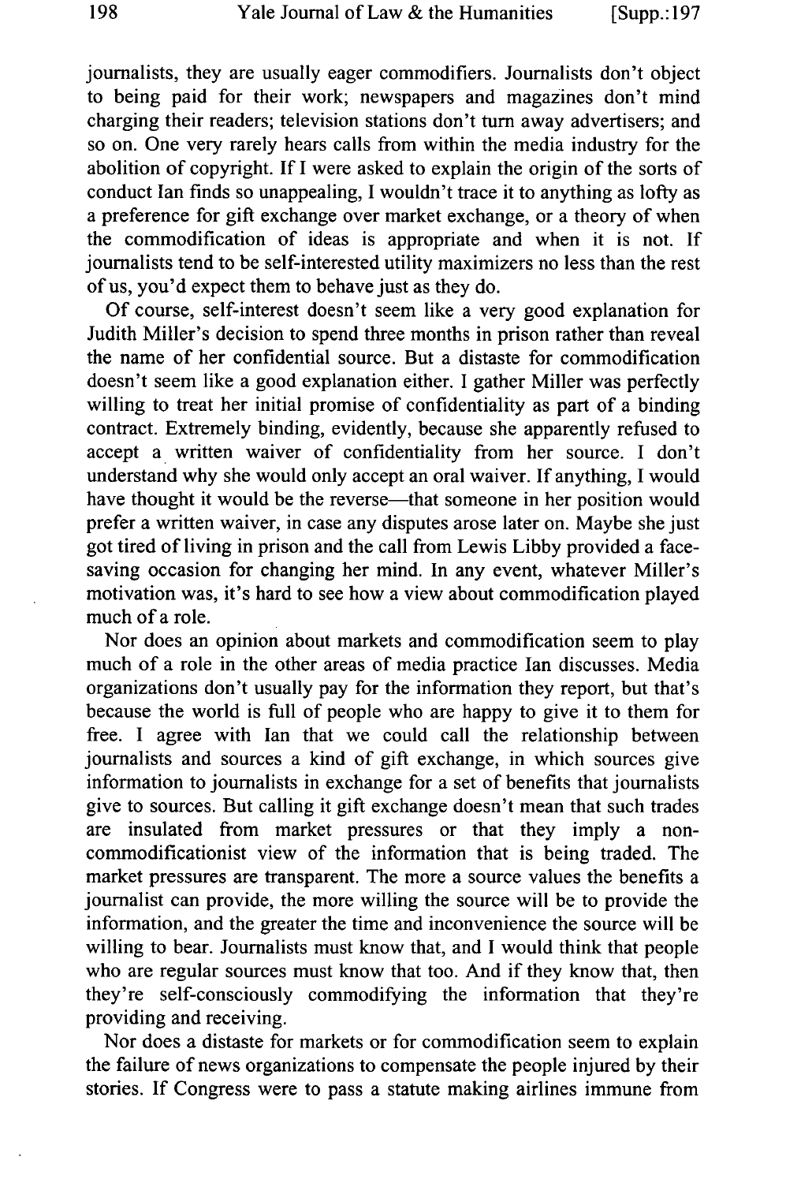journalists, they are usually eager commodifiers. Journalists don't object to being paid for their work; newspapers and magazines don't mind charging their readers; television stations don't turn away advertisers; and so on. One very rarely hears calls from within the media industry for the abolition of copyright. If I were asked to explain the origin of the sorts of conduct Ian finds so unappealing, I wouldn't trace it to anything as lofty as a preference for gift exchange over market exchange, or a theory of when the commodification of ideas is appropriate and when it is not. If journalists tend to be self-interested utility maximizers no less than the rest of us, you'd expect them to behave just as they do.

Of course, self-interest doesn't seem like a very good explanation for Judith Miller's decision to spend three months in prison rather than reveal the name of her confidential source. But a distaste for commodification doesn't seem like a good explanation either. I gather Miller was perfectly willing to treat her initial promise of confidentiality as part of a binding contract. Extremely binding, evidently, because she apparently refused to accept a written waiver of confidentiality from her source. I don't understand why she would only accept an oral waiver. If anything, I would have thought it would be the reverse—that someone in her position would prefer a written waiver, in case any disputes arose later on. Maybe she just got tired of living in prison and the call from Lewis Libby provided a face-saving occasion for changing her mind. In any event, whatever Miller's motivation was, it's hard to see how a view about commodification played much of a role.

Nor does an opinion about markets and commodification seem to play much of a role in the other areas of media practice Ian discusses. Media organizations don't usually pay for the information they report, but that's because the world is full of people who are happy to give it to them for free. I agree with Ian that we could call the relationship between journalists and sources a kind of gift exchange, in which sources give information to journalists in exchange for a set of benefits that journalists give to sources. But calling it gift exchange doesn't mean that such trades are insulated from market pressures or that they imply a non-commodificationist view of the information that is being traded. The market pressures are transparent. The more a source values the benefits a journalist can provide, the more willing the source will be to provide the information, and the greater the time and inconvenience the source will be willing to bear. Journalists must know that, and I would think that people who are regular sources must know that too. And if they know that, then they're self-consciously commodifying the information that they're providing and receiving.

Nor does a distaste for markets or for commodification seem to explain the failure of news organizations to compensate the people injured by their stories. If Congress were to pass a statute making airlines immune from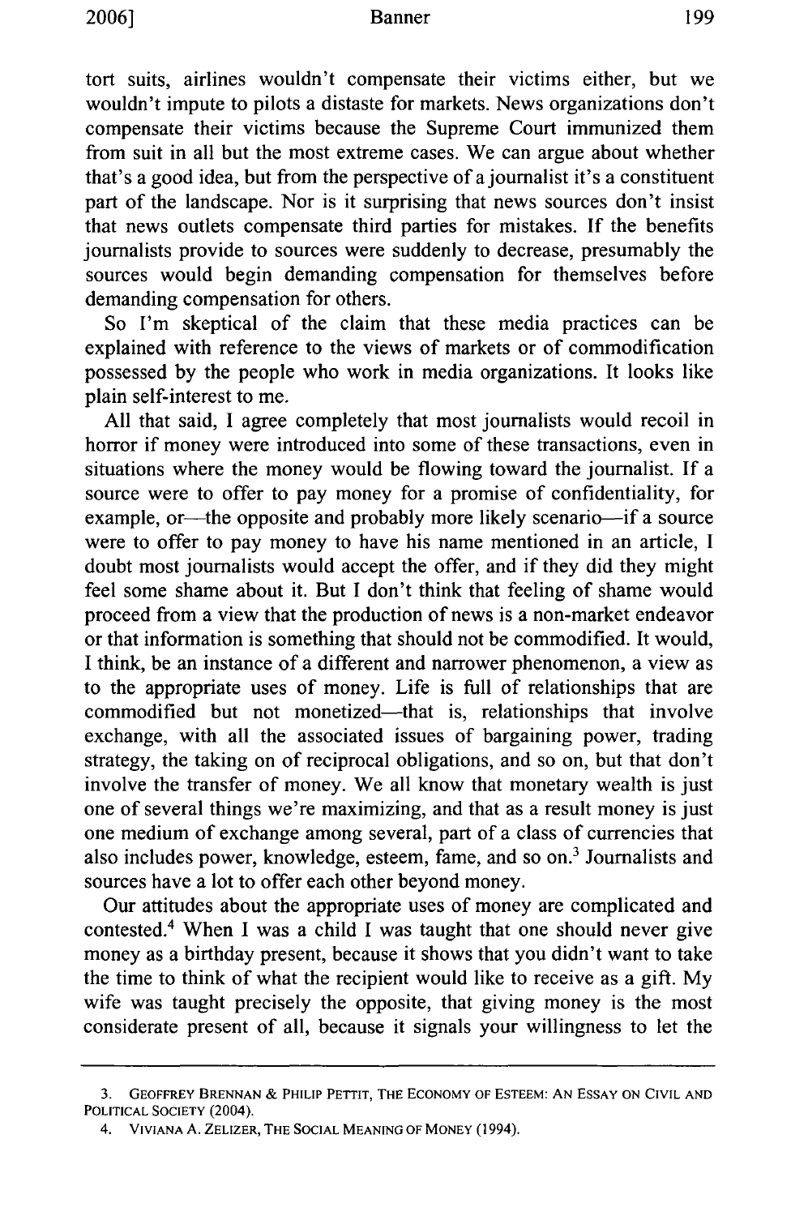tort suits, airlines wouldn't compensate their victims either, but we wouldn't impute to pilots a distaste for markets. News organizations don't compensate their victims because the Supreme Court immunized them from suit in all but the most extreme cases. We can argue about whether that's a good idea, but from the perspective of a journalist it's a constituent part of the landscape. Nor is it surprising that news sources don't insist that news outlets compensate third parties for mistakes. If the benefits journalists provide to sources were suddenly to decrease, presumably the sources would begin demanding compensation for themselves before demanding compensation for others.

So I'm skeptical of the claim that these media practices can be explained with reference to the views of markets or of commodification possessed by the people who work in media organizations. It looks like plain self-interest to me.

All that said, I agree completely that most journalists would recoil in horror if money were introduced into some of these transactions, even in situations where the money would be flowing toward the journalist. If a source were to offer to pay money for a promise of confidentiality, for example, or—the opposite and probably more likely scenario—if a source were to offer to pay money to have his name mentioned in an article, I doubt most journalists would accept the offer, and if they did they might feel some shame about it. But I don't think that feeling of shame would proceed from a view that the production of news is a non-market endeavor or that information is something that should not be commodified. It would, I think, be an instance of a different and narrower phenomenon, a view as to the appropriate uses of money. Life is full of relationships that are commodified but not monetized—that is, relationships that involve exchange, with all the associated issues of bargaining power, trading strategy, the taking on of reciprocal obligations, and so on, but that don't involve the transfer of money. We all know that monetary wealth is just one of several things we're maximizing, and that as a result money is just one medium of exchange among several, part of a class of currencies that also includes power, knowledge, esteem, fame, and so on.[3] Journalists and sources have a lot to offer each other beyond money.

Our attitudes about the appropriate uses of money are complicated and contested.[4] When I was a child I was taught that one should never give money as a birthday present, because it shows that you didn't want to take the time to think of what the recipient would like to receive as a gift. My wife was taught precisely the opposite, that giving money is the most considerate present of all, because it signals your willingness to let the

---

3. GEOFFREY BRENNAN & PHILIP PETTIT, THE ECONOMY OF ESTEEM: AN ESSAY ON CIVIL AND POLITICAL SOCIETY (2004).

4. VIVIANA A. ZELIZER, THE SOCIAL MEANING OF MONEY (1994).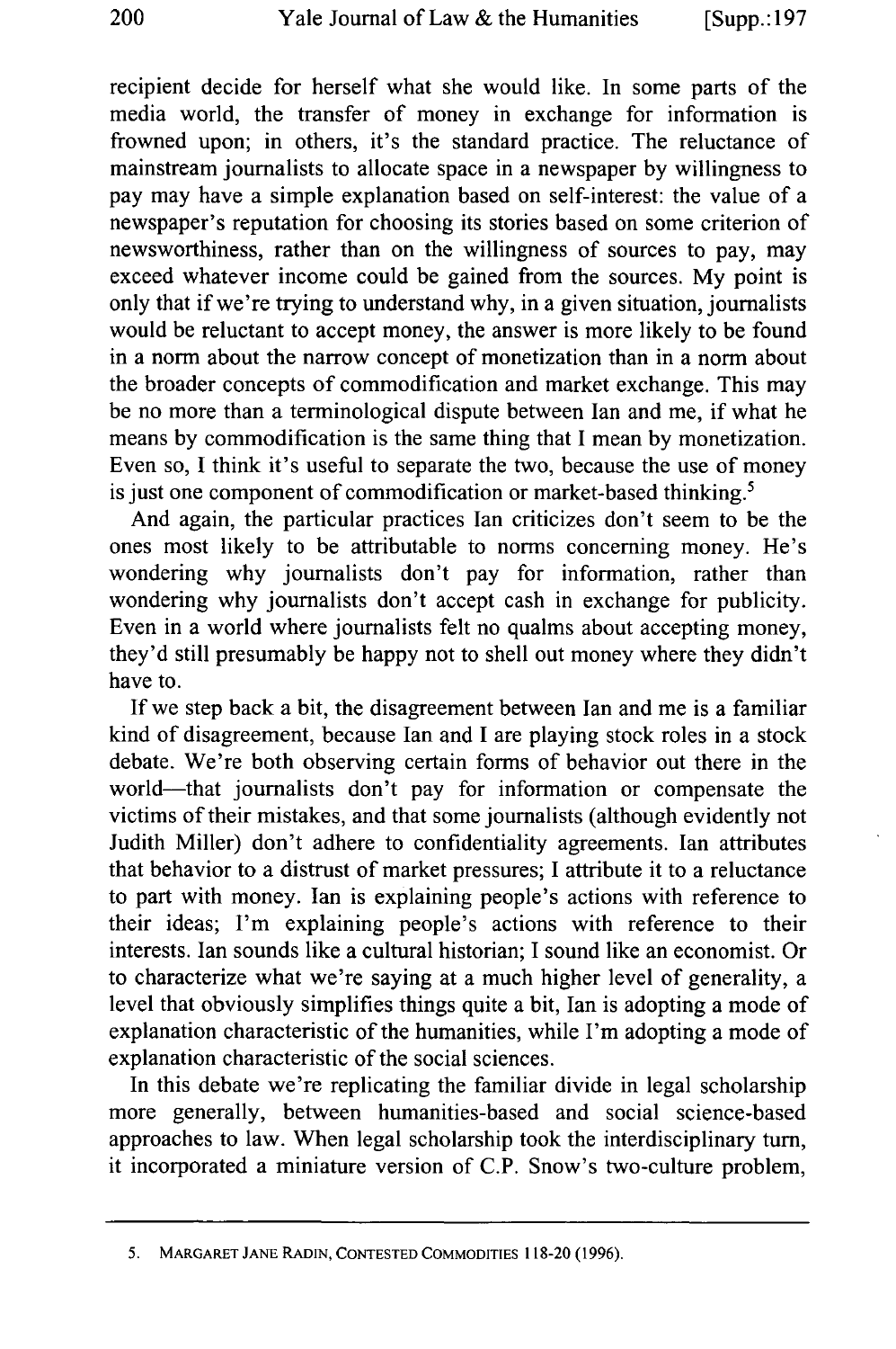recipient decide for herself what she would like. In some parts of the media world, the transfer of money in exchange for information is frowned upon; in others, it's the standard practice. The reluctance of mainstream journalists to allocate space in a newspaper by willingness to pay may have a simple explanation based on self-interest: the value of a newspaper's reputation for choosing its stories based on some criterion of newsworthiness, rather than on the willingness of sources to pay, may exceed whatever income could be gained from the sources. My point is only that if we're trying to understand why, in a given situation, journalists would be reluctant to accept money, the answer is more likely to be found in a norm about the narrow concept of monetization than in a norm about the broader concepts of commodification and market exchange. This may be no more than a terminological dispute between Ian and me, if what he means by commodification is the same thing that I mean by monetization. Even so, I think it's useful to separate the two, because the use of money is just one component of commodification or market-based thinking.[5]

And again, the particular practices Ian criticizes don't seem to be the ones most likely to be attributable to norms concerning money. He's wondering why journalists don't pay for information, rather than wondering why journalists don't accept cash in exchange for publicity. Even in a world where journalists felt no qualms about accepting money, they'd still presumably be happy not to shell out money where they didn't have to.

If we step back a bit, the disagreement between Ian and me is a familiar kind of disagreement, because Ian and I are playing stock roles in a stock debate. We're both observing certain forms of behavior out there in the world—that journalists don't pay for information or compensate the victims of their mistakes, and that some journalists (although evidently not Judith Miller) don't adhere to confidentiality agreements. Ian attributes that behavior to a distrust of market pressures; I attribute it to a reluctance to part with money. Ian is explaining people's actions with reference to their ideas; I'm explaining people's actions with reference to their interests. Ian sounds like a cultural historian; I sound like an economist. Or to characterize what we're saying at a much higher level of generality, a level that obviously simplifies things quite a bit, Ian is adopting a mode of explanation characteristic of the humanities, while I'm adopting a mode of explanation characteristic of the social sciences.

In this debate we're replicating the familiar divide in legal scholarship more generally, between humanities-based and social science-based approaches to law. When legal scholarship took the interdisciplinary turn, it incorporated a miniature version of C.P. Snow's two-culture problem,

---

5. MARGARET JANE RADIN, CONTESTED COMMODITIES 118-20 (1996).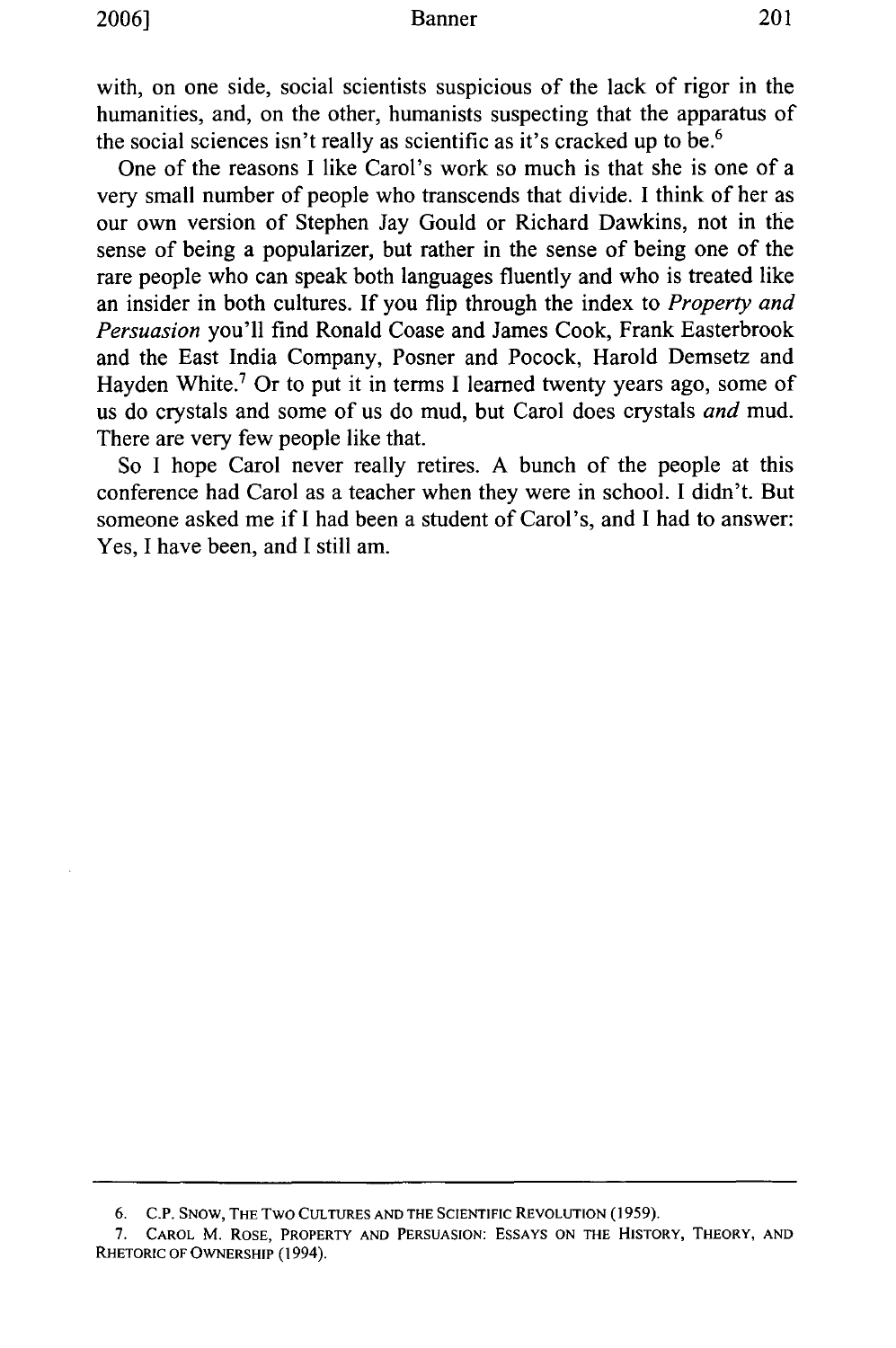with, on one side, social scientists suspicious of the lack of rigor in the humanities, and, on the other, humanists suspecting that the apparatus of the social sciences isn't really as scientific as it's cracked up to be.[6]

One of the reasons I like Carol's work so much is that she is one of a very small number of people who transcends that divide. I think of her as our own version of Stephen Jay Gould or Richard Dawkins, not in the sense of being a popularizer, but rather in the sense of being one of the rare people who can speak both languages fluently and who is treated like an insider in both cultures. If you flip through the index to *Property and Persuasion* you'll find Ronald Coase and James Cook, Frank Easterbrook and the East India Company, Posner and Pocock, Harold Demsetz and Hayden White.[7] Or to put it in terms I learned twenty years ago, some of us do crystals and some of us do mud, but Carol does crystals *and* mud. There are very few people like that.

So I hope Carol never really retires. A bunch of the people at this conference had Carol as a teacher when they were in school. I didn't. But someone asked me if I had been a student of Carol's, and I had to answer: Yes, I have been, and I still am.

---

6. C.P. SNOW, THE TWO CULTURES AND THE SCIENTIFIC REVOLUTION (1959).

7. CAROL M. ROSE, PROPERTY AND PERSUASION: ESSAYS ON THE HISTORY, THEORY, AND RHETORIC OF OWNERSHIP (1994).